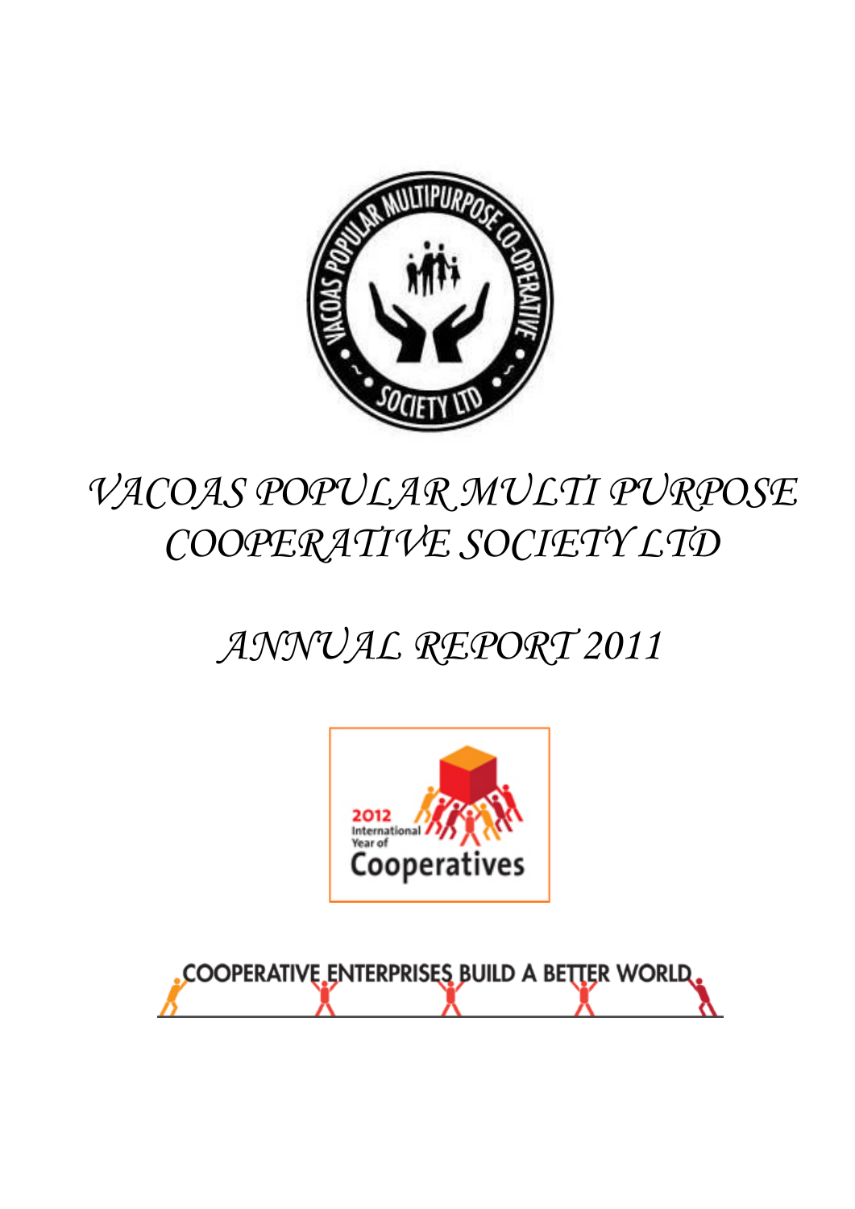# VACOAS POPULAR MULTI PURPOSE COOPERATIVE SOCIETY LTD

# ANNUAL REPORT 2011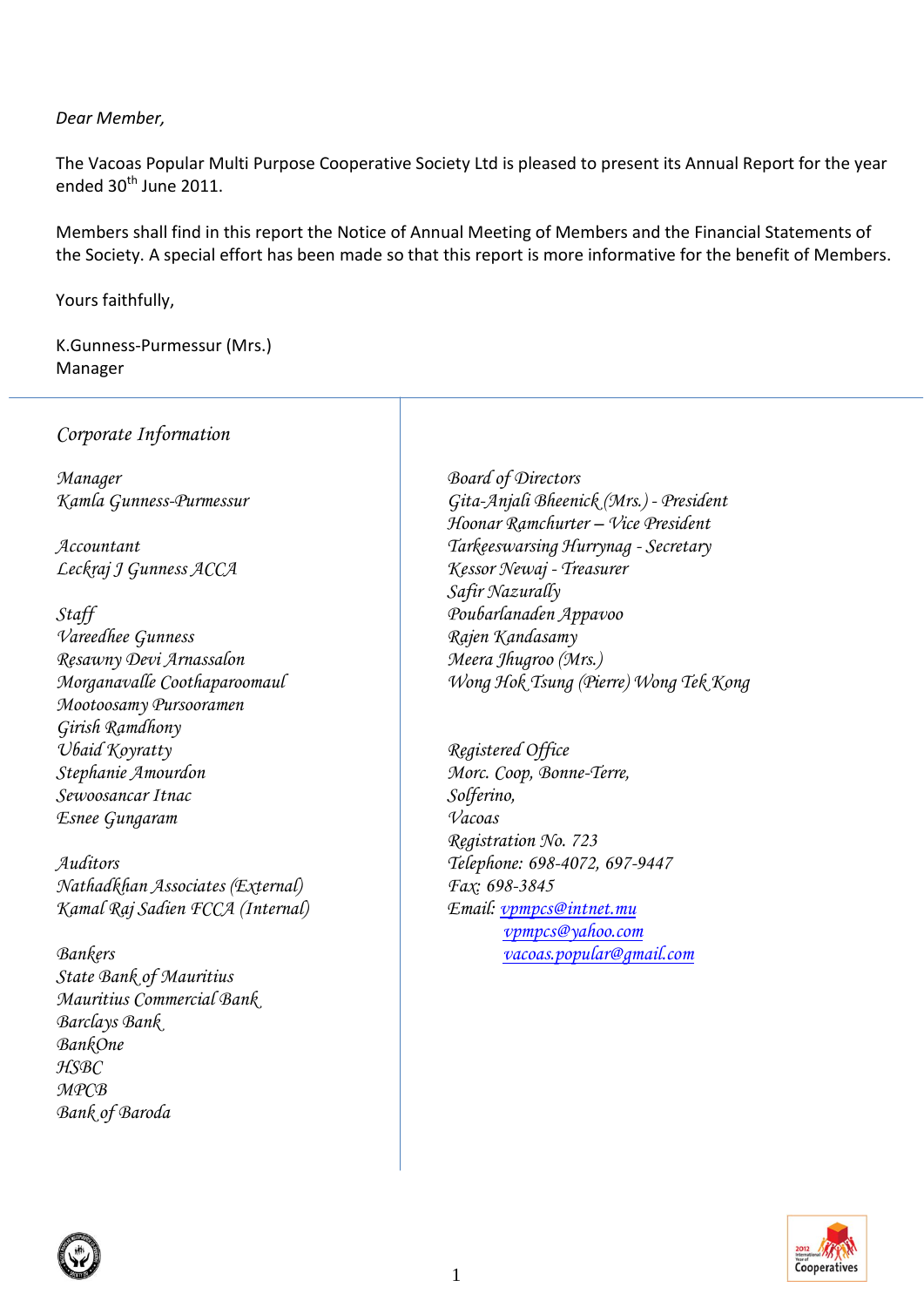*Dear Member,*

The Vacoas Popular Multi Purpose Cooperative Society Ltd is pleased to present its Annual Report for the year ended 30th June 2011.

Members shall find in this report the Notice of Annual Meeting of Members and the Financial Statements of the Society. A special effort has been made so that this report is more informative for the benefit of Members.

Yours faithfully,

K.Gunness-Purmessur (Mrs.)
Manager

---

## *Corporate Information*

*Manager*
*Kamla Gunness-Purmessur*

*Accountant*
*Leckraj J Gunness ACCA*

*Staff*
*Vareedhee Gunness*
*Resawny Devi Arnassalon*
*Morganavalle Coothaparoomaul*
*Mootoosamy Pursooramen*
*Girish Ramdhony*
*Ubaid Koyratty*
*Stephanie Amourdon*
*Sewoosancar Itnac*
*Esnee Gungaram*

*Auditors*
*Nathadkhan Associates (External)*
*Kamal Raj Sadien FCCA (Internal)*

*Bankers*
*State Bank of Mauritius*
*Mauritius Commercial Bank*
*Barclays Bank*
*BankOne*
*HSBC*
*MPCB*
*Bank of Baroda*

*Board of Directors*
*Gita-Anjali Bheenick (Mrs.) - President*
*Hoonar Ramchurter – Vice President*
*Tarkeeswarsing Hurrynag - Secretary*
*Kessor Newaj - Treasurer*
*Safir Nazurally*
*Poubarlanaden Appavoo*
*Rajen Kandasamy*
*Meera Jhugroo (Mrs.)*
*Wong Hok Tsung (Pierre) Wong Tek Kong*

*Registered Office*
*Morc. Coop, Bonne-Terre,*
*Solferino,*
*Vacoas*
*Registration No. 723*
*Telephone: 698-4072, 697-9447*
*Fax: 698-3845*
*Email: vpmpcs@intnet.mu*
*vpmpcs@yahoo.com*
*vacoas.popular@gmail.com*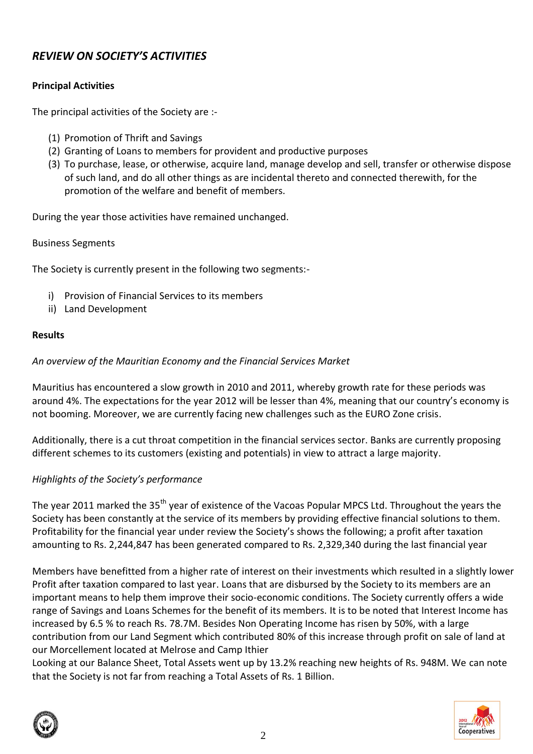## *REVIEW ON SOCIETY'S ACTIVITIES*

**Principal Activities**

The principal activities of the Society are :-

(1) Promotion of Thrift and Savings
(2) Granting of Loans to members for provident and productive purposes
(3) To purchase, lease, or otherwise, acquire land, manage develop and sell, transfer or otherwise dispose of such land, and do all other things as are incidental thereto and connected therewith, for the promotion of the welfare and benefit of members.

During the year those activities have remained unchanged.

Business Segments

The Society is currently present in the following two segments:-

i) Provision of Financial Services to its members
ii) Land Development

**Results**

*An overview of the Mauritian Economy and the Financial Services Market*

Mauritius has encountered a slow growth in 2010 and 2011, whereby growth rate for these periods was around 4%. The expectations for the year 2012 will be lesser than 4%, meaning that our country's economy is not booming. Moreover, we are currently facing new challenges such as the EURO Zone crisis.

Additionally, there is a cut throat competition in the financial services sector. Banks are currently proposing different schemes to its customers (existing and potentials) in view to attract a large majority.

*Highlights of the Society's performance*

The year 2011 marked the 35th year of existence of the Vacoas Popular MPCS Ltd. Throughout the years the Society has been constantly at the service of its members by providing effective financial solutions to them. Profitability for the financial year under review the Society's shows the following; a profit after taxation amounting to Rs. 2,244,847 has been generated compared to Rs. 2,329,340 during the last financial year

Members have benefitted from a higher rate of interest on their investments which resulted in a slightly lower Profit after taxation compared to last year. Loans that are disbursed by the Society to its members are an important means to help them improve their socio-economic conditions. The Society currently offers a wide range of Savings and Loans Schemes for the benefit of its members. It is to be noted that Interest Income has increased by 6.5 % to reach Rs. 78.7M. Besides Non Operating Income has risen by 50%, with a large contribution from our Land Segment which contributed 80% of this increase through profit on sale of land at our Morcellement located at Melrose and Camp Ithier

Looking at our Balance Sheet, Total Assets went up by 13.2% reaching new heights of Rs. 948M. We can note that the Society is not far from reaching a Total Assets of Rs. 1 Billion.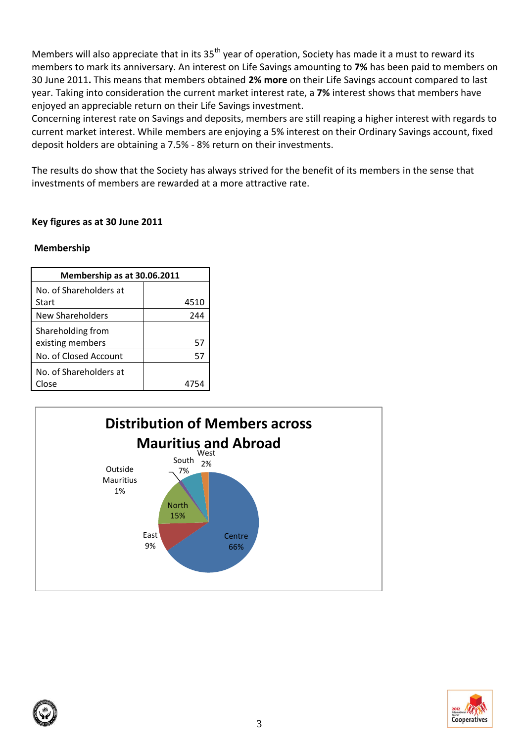Members will also appreciate that in its 35th year of operation, Society has made it a must to reward its members to mark its anniversary. An interest on Life Savings amounting to **7%** has been paid to members on 30 June 2011**.** This means that members obtained **2% more** on their Life Savings account compared to last year. Taking into consideration the current market interest rate, a **7%** interest shows that members have enjoyed an appreciable return on their Life Savings investment.

Concerning interest rate on Savings and deposits, members are still reaping a higher interest with regards to current market interest. While members are enjoying a 5% interest on their Ordinary Savings account, fixed deposit holders are obtaining a 7.5% - 8% return on their investments.

The results do show that the Society has always strived for the benefit of its members in the sense that investments of members are rewarded at a more attractive rate.

**Key figures as at 30 June 2011**

**Membership**

| Membership as at 30.06.2011 | |
|---|---|
| No. of Shareholders at Start | 4510 |
| New Shareholders | 244 |
| Shareholding from existing members | 57 |
| No. of Closed Account | 57 |
| No. of Shareholders at Close | 4754 |

**Distribution of Members across Mauritius and Abroad**

| Region | % |
|---|---|
| Centre | 66% |
| North | 15% |
| East | 9% |
| South | 7% |
| West | 2% |
| Outside Mauritius | 1% |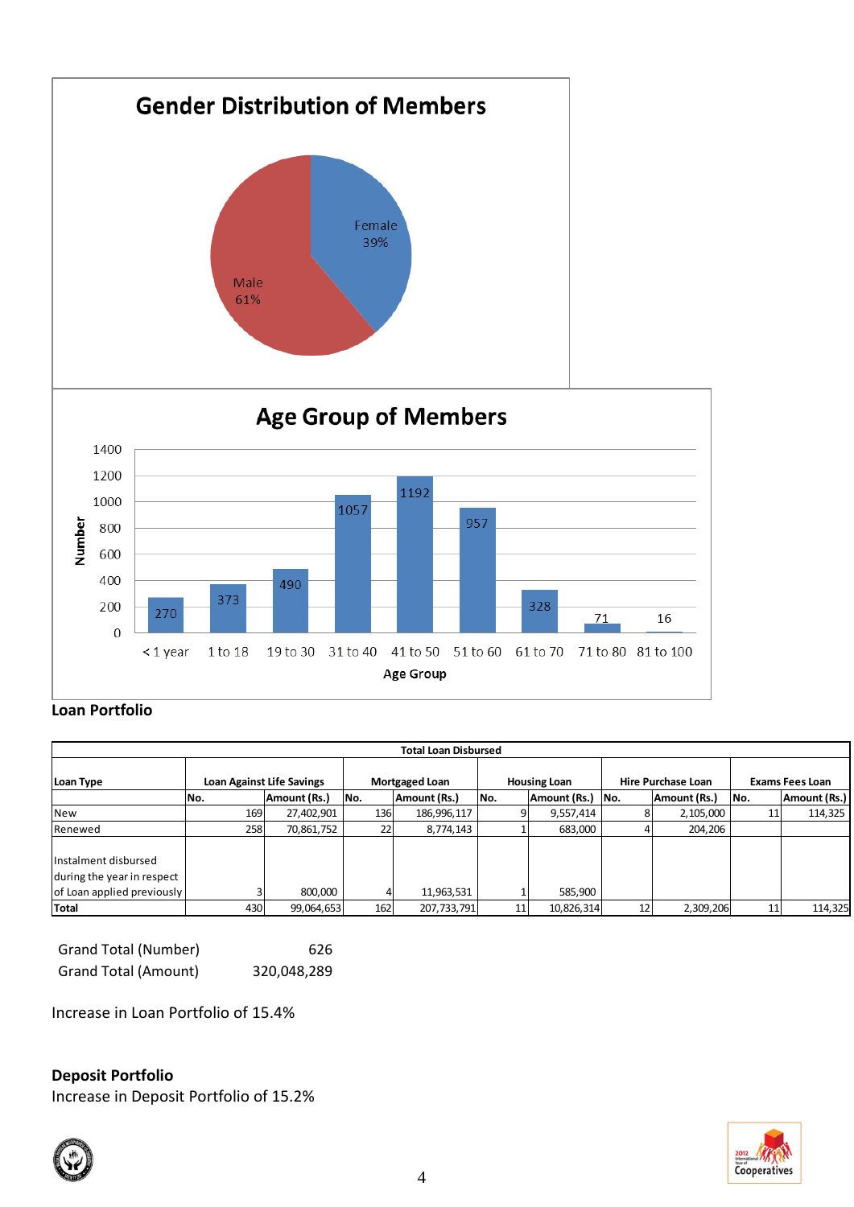## Gender Distribution of Members

Female 39%

Male 61%

## Age Group of Members

| Age Group | Number |
|---|---|
| < 1 year | 270 |
| 1 to 18 | 373 |
| 19 to 30 | 490 |
| 31 to 40 | 1057 |
| 41 to 50 | 1192 |
| 51 to 60 | 957 |
| 61 to 70 | 328 |
| 71 to 80 | 71 |
| 81 to 100 | 16 |

### Loan Portfolio

| Total Loan Disbursed | | | | | | | | | | |
|---|---|---|---|---|---|---|---|---|---|---|
| Loan Type | Loan Against Life Savings | | Mortgaged Loan | | Housing Loan | | Hire Purchase Loan | | Exams Fees Loan | |
| | No. | Amount (Rs.) | No. | Amount (Rs.) | No. | Amount (Rs.) | No. | Amount (Rs.) | No. | Amount (Rs.) |
| New | 169 | 27,402,901 | 136 | 186,996,117 | 9 | 9,557,414 | 8 | 2,105,000 | 11 | 114,325 |
| Renewed | 258 | 70,861,752 | 22 | 8,774,143 | 1 | 683,000 | 4 | 204,206 | | |
| Instalment disbursed during the year in respect of Loan applied previously | 3 | 800,000 | 4 | 11,963,531 | 1 | 585,900 | | | | |
| Total | 430 | 99,064,653 | 162 | 207,733,791 | 11 | 10,826,314 | 12 | 2,309,206 | 11 | 114,325 |

| | |
|---|---|
| Grand Total (Number) | 626 |
| Grand Total (Amount) | 320,048,289 |

Increase in Loan Portfolio of 15.4%

### Deposit Portfolio

Increase in Deposit Portfolio of 15.2%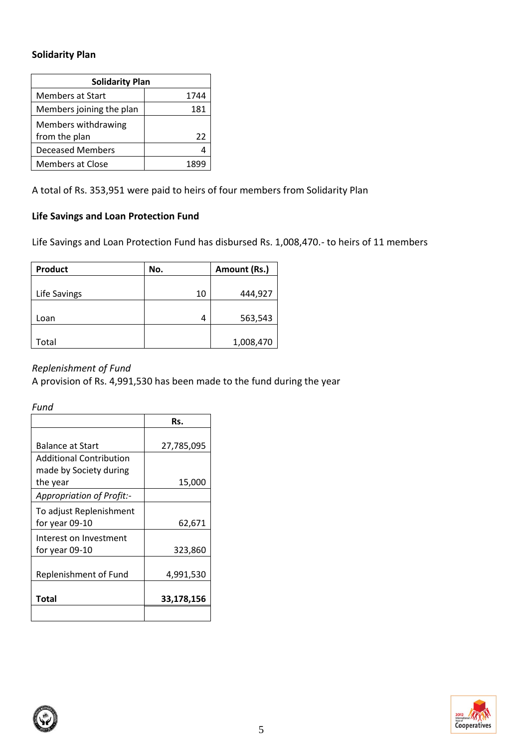## Solidarity Plan

| Solidarity Plan | |
|---|---|
| Members at Start | 1744 |
| Members joining the plan | 181 |
| Members withdrawing from the plan | 22 |
| Deceased Members | 4 |
| Members at Close | 1899 |

A total of Rs. 353,951 were paid to heirs of four members from Solidarity Plan

## Life Savings and Loan Protection Fund

Life Savings and Loan Protection Fund has disbursed Rs. 1,008,470.- to heirs of 11 members

| Product | No. | Amount (Rs.) |
|---|---|---|
| Life Savings | 10 | 444,927 |
| Loan | 4 | 563,543 |
| Total | | 1,008,470 |

*Replenishment of Fund*

A provision of Rs. 4,991,530 has been made to the fund during the year

*Fund*

| | Rs. |
|---|---|
| Balance at Start | 27,785,095 |
| Additional Contribution made by Society during the year | 15,000 |
| *Appropriation of Profit:-* | |
| To adjust Replenishment for year 09-10 | 62,671 |
| Interest on Investment for year 09-10 | 323,860 |
| Replenishment of Fund | 4,991,530 |
| **Total** | **33,178,156** |
| | |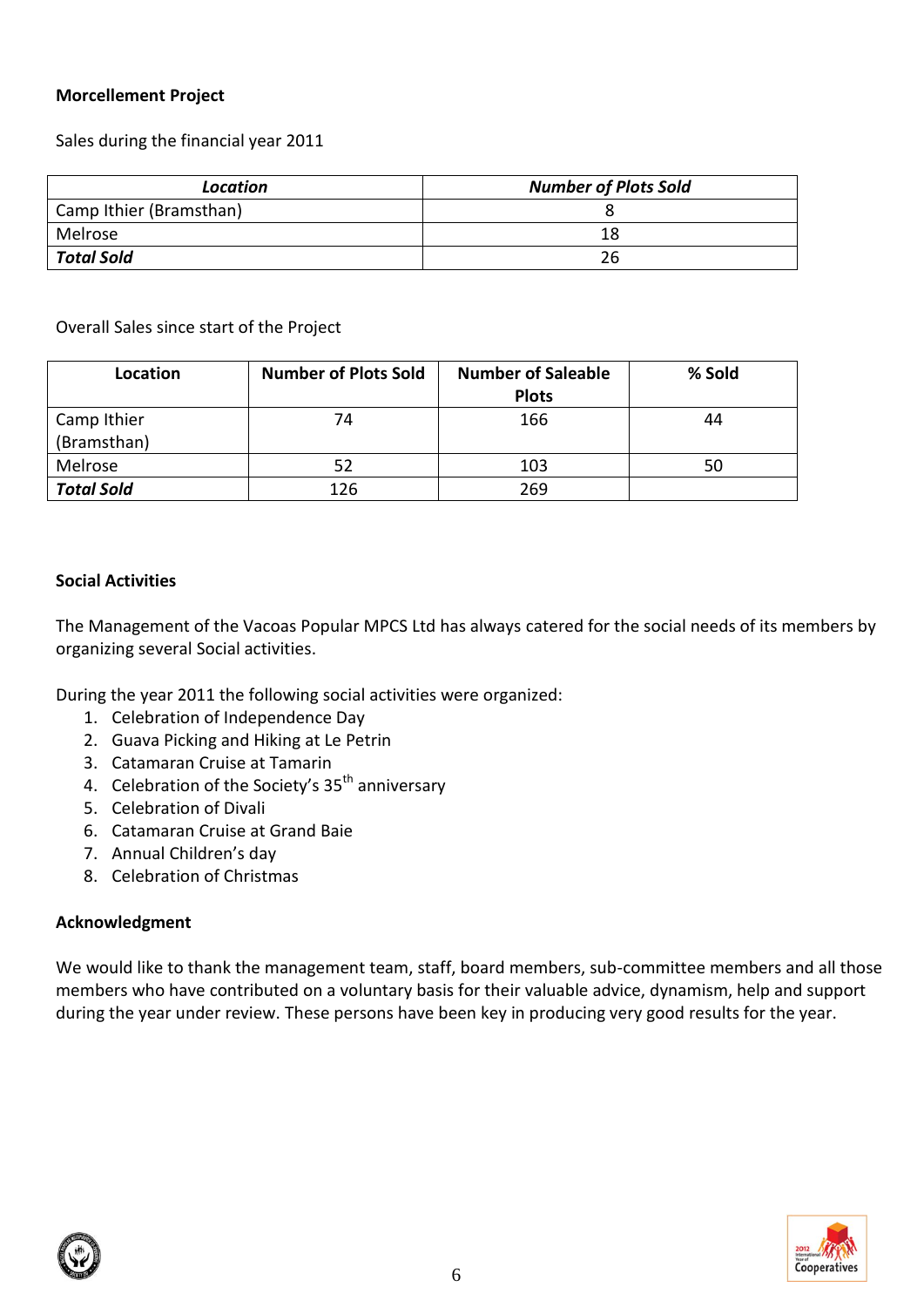**Morcellement Project**

Sales during the financial year 2011

| *Location* | *Number of Plots Sold* |
| --- | --- |
| Camp Ithier (Bramsthan) | 8 |
| Melrose | 18 |
| ***Total Sold*** | 26 |

Overall Sales since start of the Project

| Location | Number of Plots Sold | Number of Saleable Plots | % Sold |
| --- | --- | --- | --- |
| Camp Ithier (Bramsthan) | 74 | 166 | 44 |
| Melrose | 52 | 103 | 50 |
| ***Total Sold*** | 126 | 269 | |

**Social Activities**

The Management of the Vacoas Popular MPCS Ltd has always catered for the social needs of its members by organizing several Social activities.

During the year 2011 the following social activities were organized:

1. Celebration of Independence Day
2. Guava Picking and Hiking at Le Petrin
3. Catamaran Cruise at Tamarin
4. Celebration of the Society's 35th anniversary
5. Celebration of Divali
6. Catamaran Cruise at Grand Baie
7. Annual Children's day
8. Celebration of Christmas

**Acknowledgment**

We would like to thank the management team, staff, board members, sub-committee members and all those members who have contributed on a voluntary basis for their valuable advice, dynamism, help and support during the year under review. These persons have been key in producing very good results for the year.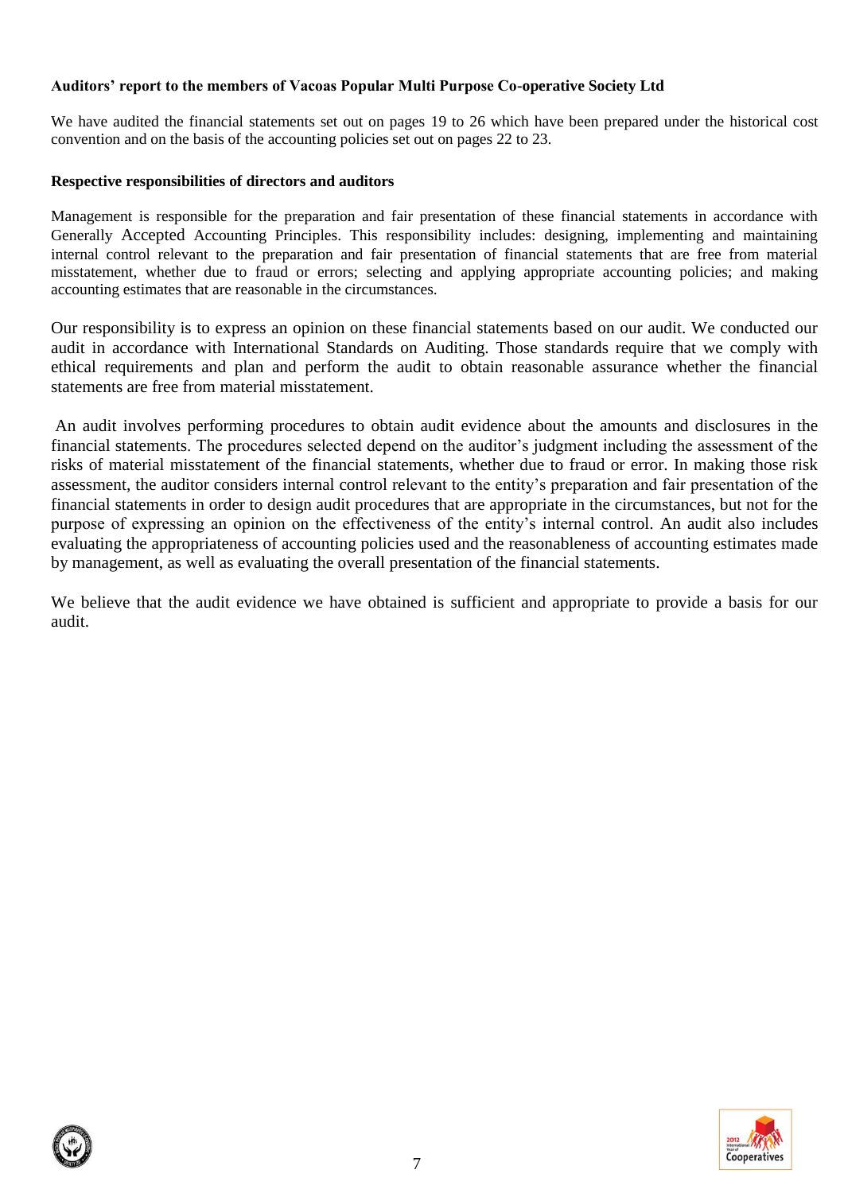**Auditors' report to the members of Vacoas Popular Multi Purpose Co-operative Society Ltd**

We have audited the financial statements set out on pages 19 to 26 which have been prepared under the historical cost convention and on the basis of the accounting policies set out on pages 22 to 23.

**Respective responsibilities of directors and auditors**

Management is responsible for the preparation and fair presentation of these financial statements in accordance with Generally Accepted Accounting Principles. This responsibility includes: designing, implementing and maintaining internal control relevant to the preparation and fair presentation of financial statements that are free from material misstatement, whether due to fraud or errors; selecting and applying appropriate accounting policies; and making accounting estimates that are reasonable in the circumstances.

Our responsibility is to express an opinion on these financial statements based on our audit. We conducted our audit in accordance with International Standards on Auditing. Those standards require that we comply with ethical requirements and plan and perform the audit to obtain reasonable assurance whether the financial statements are free from material misstatement.

An audit involves performing procedures to obtain audit evidence about the amounts and disclosures in the financial statements. The procedures selected depend on the auditor's judgment including the assessment of the risks of material misstatement of the financial statements, whether due to fraud or error. In making those risk assessment, the auditor considers internal control relevant to the entity's preparation and fair presentation of the financial statements in order to design audit procedures that are appropriate in the circumstances, but not for the purpose of expressing an opinion on the effectiveness of the entity's internal control. An audit also includes evaluating the appropriateness of accounting policies used and the reasonableness of accounting estimates made by management, as well as evaluating the overall presentation of the financial statements.

We believe that the audit evidence we have obtained is sufficient and appropriate to provide a basis for our audit.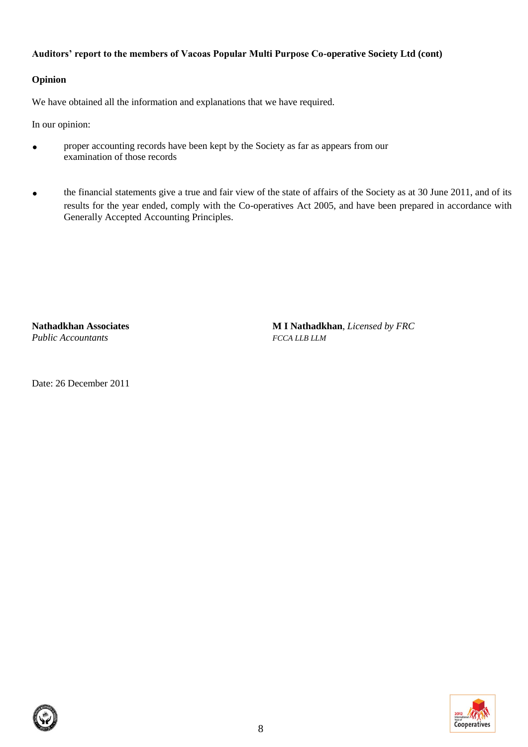**Auditors' report to the members of Vacoas Popular Multi Purpose Co-operative Society Ltd (cont)**

## Opinion

We have obtained all the information and explanations that we have required.

In our opinion:

- proper accounting records have been kept by the Society as far as appears from our examination of those records

- the financial statements give a true and fair view of the state of affairs of the Society as at 30 June 2011, and of its results for the year ended, comply with the Co-operatives Act 2005, and have been prepared in accordance with Generally Accepted Accounting Principles.

**Nathadkhan Associates**
*Public Accountants*

**M I Nathadkhan**, *Licensed by FRC*
*FCCA LLB LLM*

Date: 26 December 2011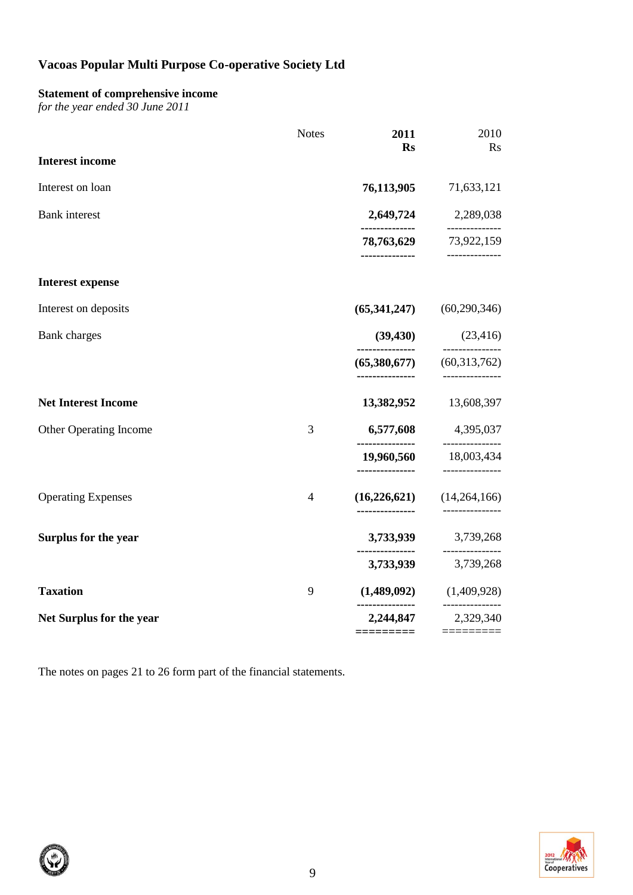# Vacoas Popular Multi Purpose Co-operative Society Ltd

## Statement of comprehensive income

*for the year ended 30 June 2011*

| | Notes | **2011 Rs** | 2010 Rs |
|---|---|---|---|
| **Interest income** | | | |
| Interest on loan | | **76,113,905** | 71,633,121 |
| Bank interest | | **2,649,724** | 2,289,038 |
| | | **78,763,629** | 73,922,159 |
| **Interest expense** | | | |
| Interest on deposits | | **(65,341,247)** | (60,290,346) |
| Bank charges | | **(39,430)** | (23,416) |
| | | **(65,380,677)** | (60,313,762) |
| **Net Interest Income** | | **13,382,952** | 13,608,397 |
| Other Operating Income | 3 | **6,577,608** | 4,395,037 |
| | | **19,960,560** | 18,003,434 |
| Operating Expenses | 4 | **(16,226,621)** | (14,264,166) |
| **Surplus for the year** | | **3,733,939** | 3,739,268 |
| | | **3,733,939** | 3,739,268 |
| **Taxation** | 9 | **(1,489,092)** | (1,409,928) |
| **Net Surplus for the year** | | **2,244,847** | 2,329,340 |

The notes on pages 21 to 26 form part of the financial statements.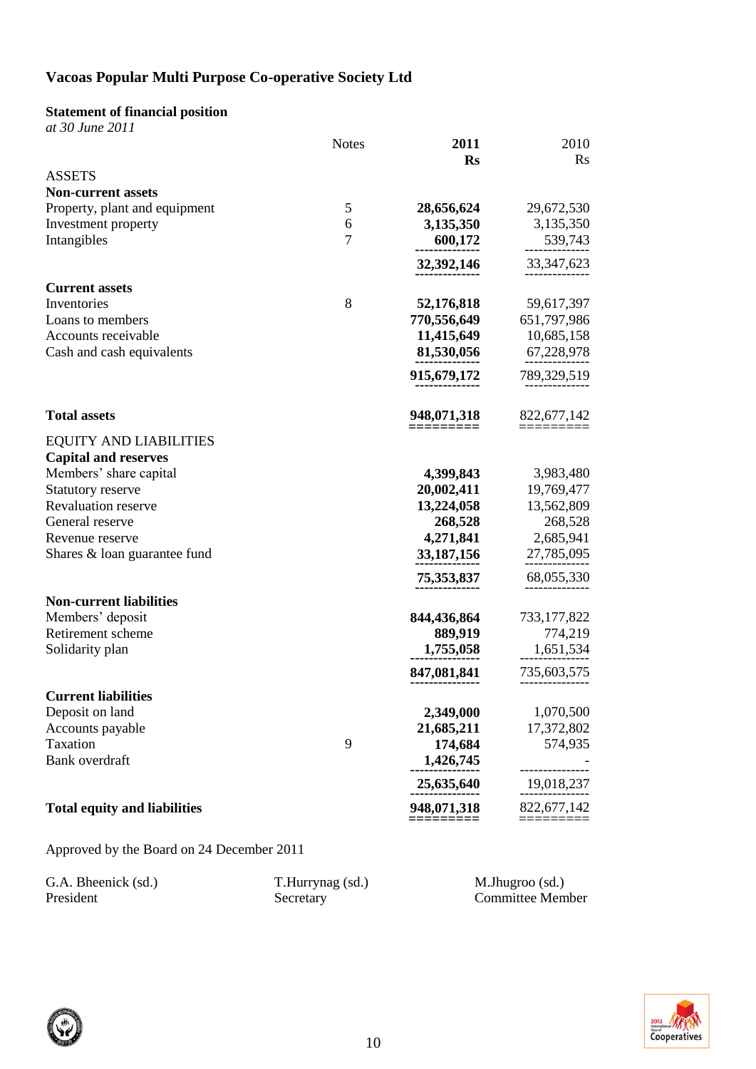# Vacoas Popular Multi Purpose Co-operative Society Ltd

## Statement of financial position

*at 30 June 2011*

| | Notes | 2011 Rs | 2010 Rs |
|---|---|---|---|
| ASSETS | | | |
| **Non-current assets** | | | |
| Property, plant and equipment | 5 | **28,656,624** | 29,672,530 |
| Investment property | 6 | **3,135,350** | 3,135,350 |
| Intangibles | 7 | **600,172** | 539,743 |
| | | **32,392,146** | 33,347,623 |
| **Current assets** | | | |
| Inventories | 8 | **52,176,818** | 59,617,397 |
| Loans to members | | **770,556,649** | 651,797,986 |
| Accounts receivable | | **11,415,649** | 10,685,158 |
| Cash and cash equivalents | | **81,530,056** | 67,228,978 |
| | | **915,679,172** | 789,329,519 |
| **Total assets** | | **948,071,318** | 822,677,142 |
| EQUITY AND LIABILITIES | | | |
| **Capital and reserves** | | | |
| Members' share capital | | **4,399,843** | 3,983,480 |
| Statutory reserve | | **20,002,411** | 19,769,477 |
| Revaluation reserve | | **13,224,058** | 13,562,809 |
| General reserve | | **268,528** | 268,528 |
| Revenue reserve | | **4,271,841** | 2,685,941 |
| Shares & loan guarantee fund | | **33,187,156** | 27,785,095 |
| | | **75,353,837** | 68,055,330 |
| **Non-current liabilities** | | | |
| Members' deposit | | **844,436,864** | 733,177,822 |
| Retirement scheme | | **889,919** | 774,219 |
| Solidarity plan | | **1,755,058** | 1,651,534 |
| | | **847,081,841** | 735,603,575 |
| **Current liabilities** | | | |
| Deposit on land | | **2,349,000** | 1,070,500 |
| Accounts payable | | **21,685,211** | 17,372,802 |
| Taxation | 9 | **174,684** | 574,935 |
| Bank overdraft | | **1,426,745** | - |
| | | **25,635,640** | 19,018,237 |
| **Total equity and liabilities** | | **948,071,318** | 822,677,142 |

Approved by the Board on 24 December 2011

| G.A. Bheenick (sd.) | T.Hurrynag (sd.) | M.Jhugroo (sd.) |
|---|---|---|
| President | Secretary | Committee Member |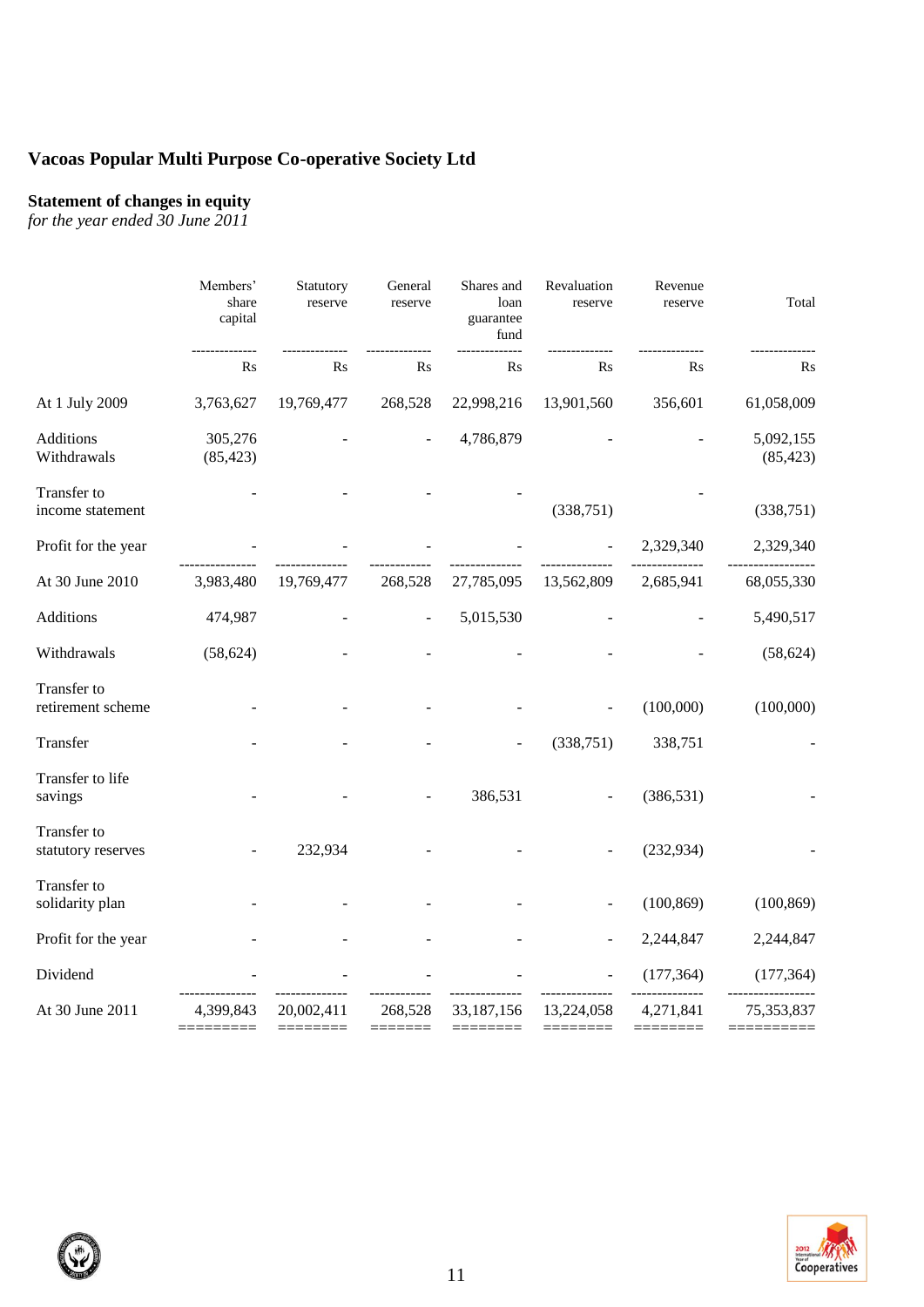# Vacoas Popular Multi Purpose Co-operative Society Ltd

## Statement of changes in equity

*for the year ended 30 June 2011*

| | Members' share capital | Statutory reserve | General reserve | Shares and loan guarantee fund | Revaluation reserve | Revenue reserve | Total |
|---|---|---|---|---|---|---|---|
| | Rs | Rs | Rs | Rs | Rs | Rs | Rs |
| At 1 July 2009 | 3,763,627 | 19,769,477 | 268,528 | 22,998,216 | 13,901,560 | 356,601 | 61,058,009 |
| Additions | 305,276 | - | - | 4,786,879 | - | - | 5,092,155 |
| Withdrawals | (85,423) | | | | | | (85,423) |
| Transfer to income statement | - | - | - | - | (338,751) | - | (338,751) |
| Profit for the year | - | - | - | - | - | 2,329,340 | 2,329,340 |
| At 30 June 2010 | 3,983,480 | 19,769,477 | 268,528 | 27,785,095 | 13,562,809 | 2,685,941 | 68,055,330 |
| Additions | 474,987 | - | - | 5,015,530 | - | - | 5,490,517 |
| Withdrawals | (58,624) | - | - | - | - | - | (58,624) |
| Transfer to retirement scheme | - | - | - | - | - | (100,000) | (100,000) |
| Transfer | - | - | - | - | (338,751) | 338,751 | - |
| Transfer to life savings | - | - | - | 386,531 | - | (386,531) | - |
| Transfer to statutory reserves | - | 232,934 | - | - | - | (232,934) | - |
| Transfer to solidarity plan | - | - | - | - | - | (100,869) | (100,869) |
| Profit for the year | - | - | - | - | - | 2,244,847 | 2,244,847 |
| Dividend | - | - | - | - | - | (177,364) | (177,364) |
| At 30 June 2011 | 4,399,843 | 20,002,411 | 268,528 | 33,187,156 | 13,224,058 | 4,271,841 | 75,353,837 |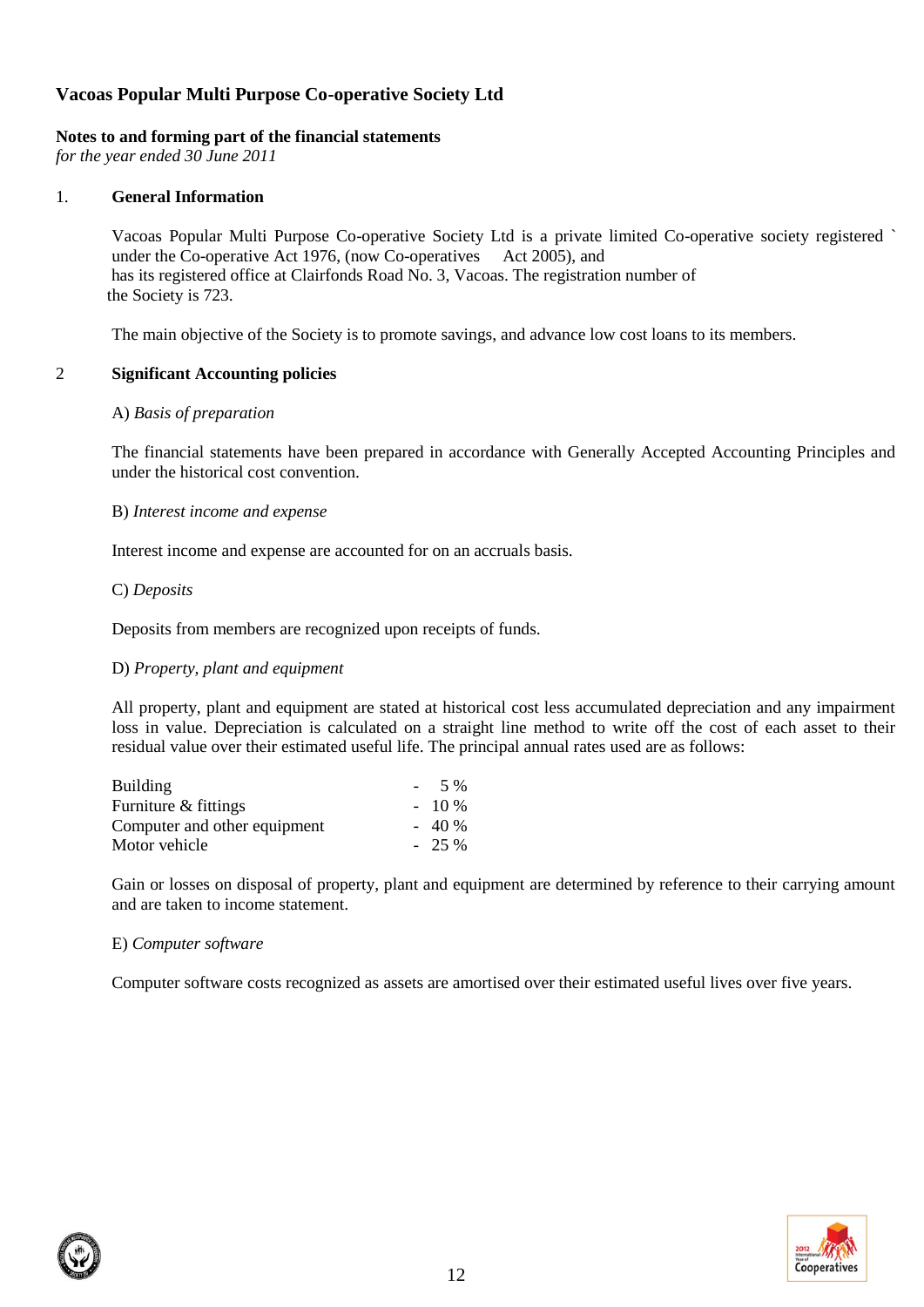# Vacoas Popular Multi Purpose Co-operative Society Ltd

**Notes to and forming part of the financial statements**
*for the year ended 30 June 2011*

## 1. General Information

Vacoas Popular Multi Purpose Co-operative Society Ltd is a private limited Co-operative society registered ` under the Co-operative Act 1976, (now Co-operatives Act 2005), and has its registered office at Clairfonds Road No. 3, Vacoas. The registration number of the Society is 723.

The main objective of the Society is to promote savings, and advance low cost loans to its members.

## 2 Significant Accounting policies

A) *Basis of preparation*

The financial statements have been prepared in accordance with Generally Accepted Accounting Principles and under the historical cost convention.

B) *Interest income and expense*

Interest income and expense are accounted for on an accruals basis.

C) *Deposits*

Deposits from members are recognized upon receipts of funds.

D) *Property, plant and equipment*

All property, plant and equipment are stated at historical cost less accumulated depreciation and any impairment loss in value. Depreciation is calculated on a straight line method to write off the cost of each asset to their residual value over their estimated useful life. The principal annual rates used are as follows:

| | |
|---|---|
| Building | - 5 % |
| Furniture & fittings | - 10 % |
| Computer and other equipment | - 40 % |
| Motor vehicle | - 25 % |

Gain or losses on disposal of property, plant and equipment are determined by reference to their carrying amount and are taken to income statement.

E) *Computer software*

Computer software costs recognized as assets are amortised over their estimated useful lives over five years.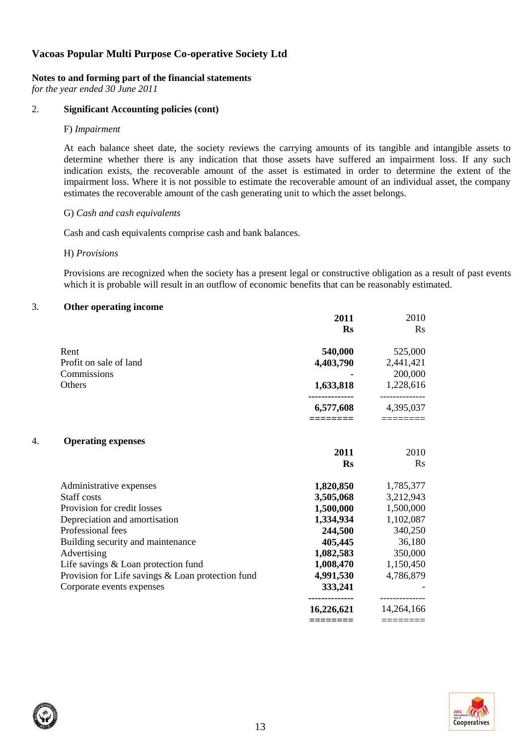# Vacoas Popular Multi Purpose Co-operative Society Ltd

**Notes to and forming part of the financial statements**
*for the year ended 30 June 2011*

## 2. Significant Accounting policies (cont)

F) *Impairment*

At each balance sheet date, the society reviews the carrying amounts of its tangible and intangible assets to determine whether there is any indication that those assets have suffered an impairment loss. If any such indication exists, the recoverable amount of the asset is estimated in order to determine the extent of the impairment loss. Where it is not possible to estimate the recoverable amount of an individual asset, the company estimates the recoverable amount of the cash generating unit to which the asset belongs.

G) *Cash and cash equivalents*

Cash and cash equivalents comprise cash and bank balances.

H) *Provisions*

Provisions are recognized when the society has a present legal or constructive obligation as a result of past events which it is probable will result in an outflow of economic benefits that can be reasonably estimated.

## 3. Other operating income

| | **2011** | 2010 |
|---|---|---|
| | **Rs** | Rs |
| Rent | **540,000** | 525,000 |
| Profit on sale of land | **4,403,790** | 2,441,421 |
| Commissions | **-** | 200,000 |
| Others | **1,633,818** | 1,228,616 |
| | **6,577,608** | 4,395,037 |

## 4. Operating expenses

| | **2011** | 2010 |
|---|---|---|
| | **Rs** | Rs |
| Administrative expenses | **1,820,850** | 1,785,377 |
| Staff costs | **3,505,068** | 3,212,943 |
| Provision for credit losses | **1,500,000** | 1,500,000 |
| Depreciation and amortisation | **1,334,934** | 1,102,087 |
| Professional fees | **244,500** | 340,250 |
| Building security and maintenance | **405,445** | 36,180 |
| Advertising | **1,082,583** | 350,000 |
| Life savings & Loan protection fund | **1,008,470** | 1,150,450 |
| Provision for Life savings & Loan protection fund | **4,991,530** | 4,786,879 |
| Corporate events expenses | **333,241** | - |
| | **16,226,621** | 14,264,166 |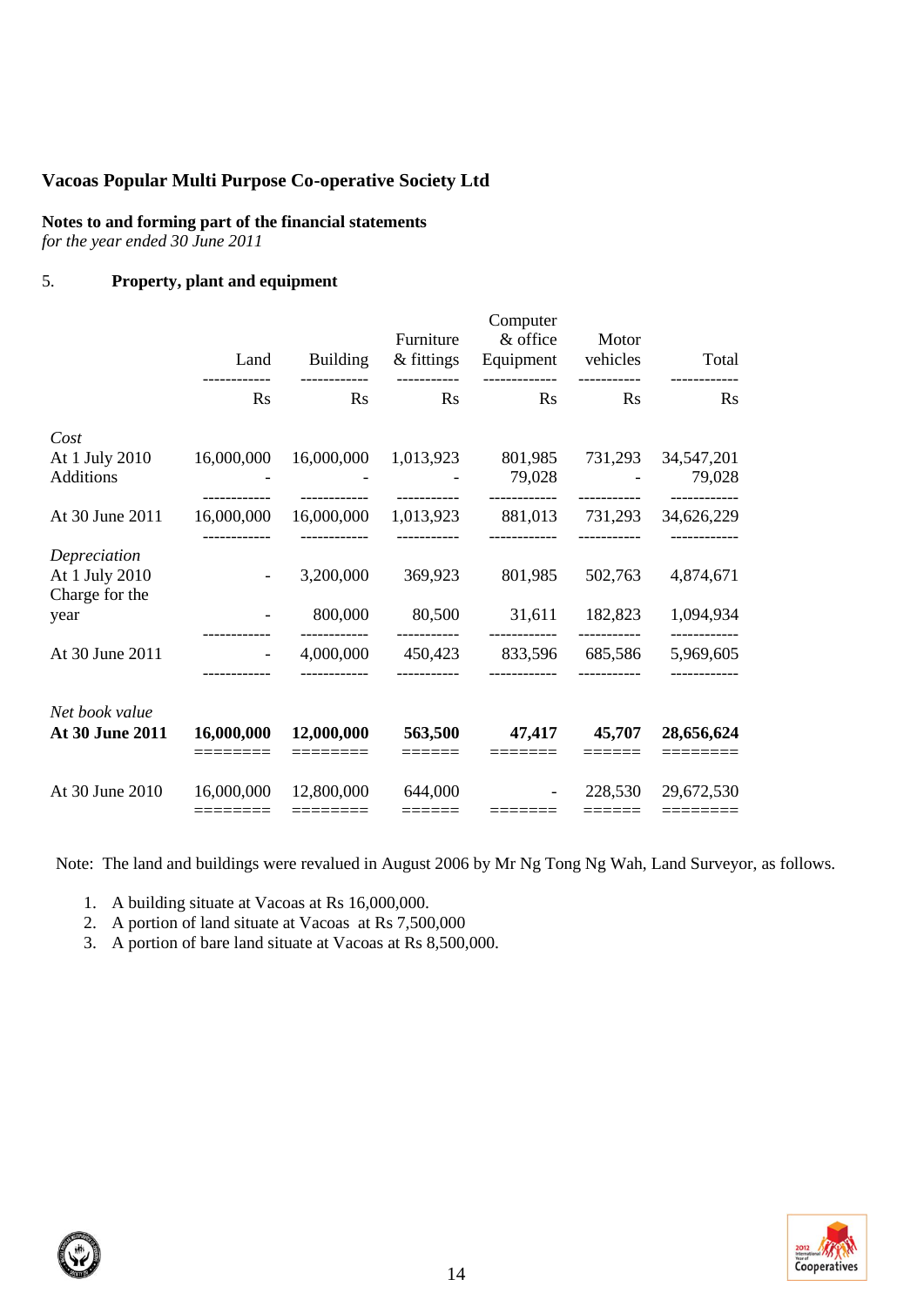## Vacoas Popular Multi Purpose Co-operative Society Ltd

**Notes to and forming part of the financial statements**
*for the year ended 30 June 2011*

### 5. Property, plant and equipment

| | Land | Building | Furniture & fittings | Computer & office Equipment | Motor vehicles | Total |
|---|---|---|---|---|---|---|
| | Rs | Rs | Rs | Rs | Rs | Rs |
| *Cost* | | | | | | |
| At 1 July 2010 | 16,000,000 | 16,000,000 | 1,013,923 | 801,985 | 731,293 | 34,547,201 |
| Additions | - | - | - | 79,028 | - | 79,028 |
| At 30 June 2011 | 16,000,000 | 16,000,000 | 1,013,923 | 881,013 | 731,293 | 34,626,229 |
| *Depreciation* | | | | | | |
| At 1 July 2010 | - | 3,200,000 | 369,923 | 801,985 | 502,763 | 4,874,671 |
| Charge for the year | - | 800,000 | 80,500 | 31,611 | 182,823 | 1,094,934 |
| At 30 June 2011 | - | 4,000,000 | 450,423 | 833,596 | 685,586 | 5,969,605 |
| *Net book value* | | | | | | |
| **At 30 June 2011** | **16,000,000** | **12,000,000** | **563,500** | **47,417** | **45,707** | **28,656,624** |
| At 30 June 2010 | 16,000,000 | 12,800,000 | 644,000 | - | 228,530 | 29,672,530 |

Note: The land and buildings were revalued in August 2006 by Mr Ng Tong Ng Wah, Land Surveyor, as follows.

1. A building situate at Vacoas at Rs 16,000,000.
2. A portion of land situate at Vacoas at Rs 7,500,000
3. A portion of bare land situate at Vacoas at Rs 8,500,000.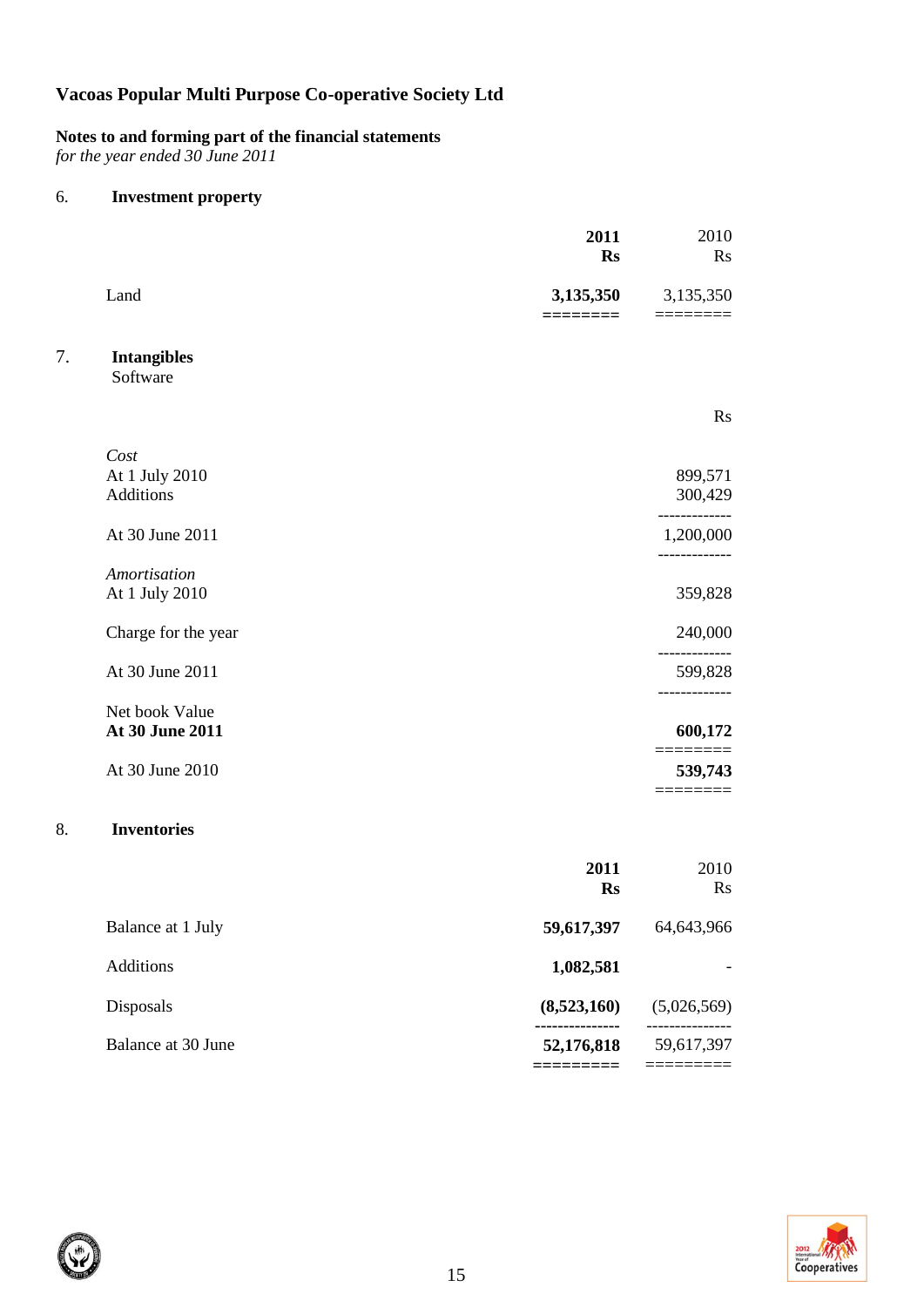# Vacoas Popular Multi Purpose Co-operative Society Ltd

**Notes to and forming part of the financial statements**
*for the year ended 30 June 2011*

## 6. Investment property

| | **2011** **Rs** | 2010 Rs |
|---|---|---|
| Land | **3,135,350** | 3,135,350 |

## 7. Intangibles

Software

| | Rs |
|---|---|
| *Cost* | |
| At 1 July 2010 | 899,571 |
| Additions | 300,429 |
| At 30 June 2011 | 1,200,000 |
| *Amortisation* | |
| At 1 July 2010 | 359,828 |
| Charge for the year | 240,000 |
| At 30 June 2011 | 599,828 |
| Net book Value | |
| **At 30 June 2011** | **600,172** |
| At 30 June 2010 | **539,743** |

## 8. Inventories

| | **2011** **Rs** | 2010 Rs |
|---|---|---|
| Balance at 1 July | **59,617,397** | 64,643,966 |
| Additions | **1,082,581** | - |
| Disposals | **(8,523,160)** | (5,026,569) |
| Balance at 30 June | **52,176,818** | 59,617,397 |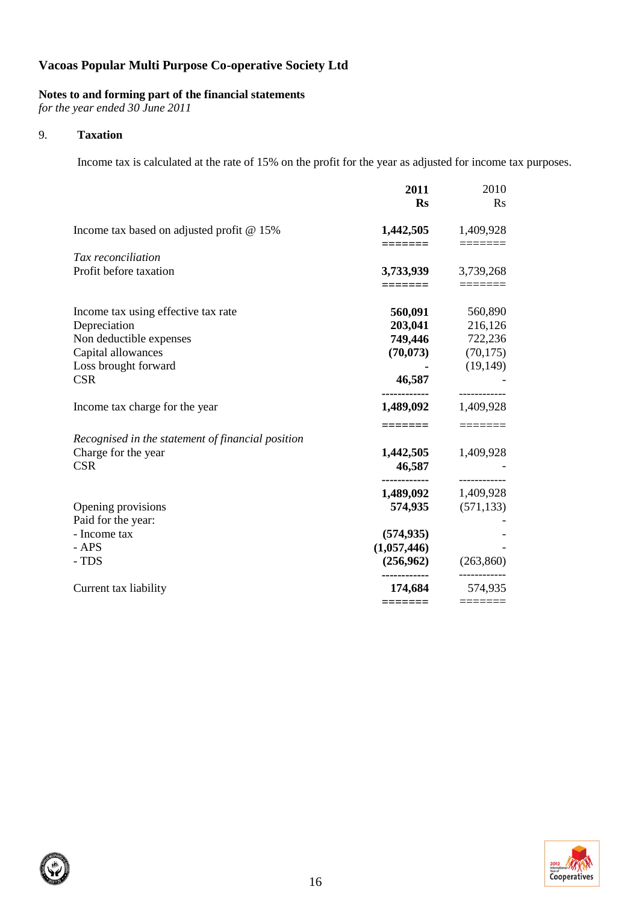# Vacoas Popular Multi Purpose Co-operative Society Ltd

**Notes to and forming part of the financial statements**
*for the year ended 30 June 2011*

## 9. Taxation

Income tax is calculated at the rate of 15% on the profit for the year as adjusted for income tax purposes.

| | **2011 Rs** | 2010 Rs |
|---|---|---|
| Income tax based on adjusted profit @ 15% | **1,442,505** | 1,409,928 |
| *Tax reconciliation* | | |
| Profit before taxation | **3,733,939** | 3,739,268 |
| Income tax using effective tax rate | **560,091** | 560,890 |
| Depreciation | **203,041** | 216,126 |
| Non deductible expenses | **749,446** | 722,236 |
| Capital allowances | **(70,073)** | (70,175) |
| Loss brought forward | **-** | (19,149) |
| CSR | **46,587** | - |
| Income tax charge for the year | **1,489,092** | 1,409,928 |
| *Recognised in the statement of financial position* | | |
| Charge for the year | **1,442,505** | 1,409,928 |
| CSR | **46,587** | - |
| | **1,489,092** | 1,409,928 |
| Opening provisions | **574,935** | (571,133) |
| Paid for the year: | | - |
| - Income tax | **(574,935)** | - |
| - APS | **(1,057,446)** | - |
| - TDS | **(256,962)** | (263,860) |
| Current tax liability | **174,684** | 574,935 |